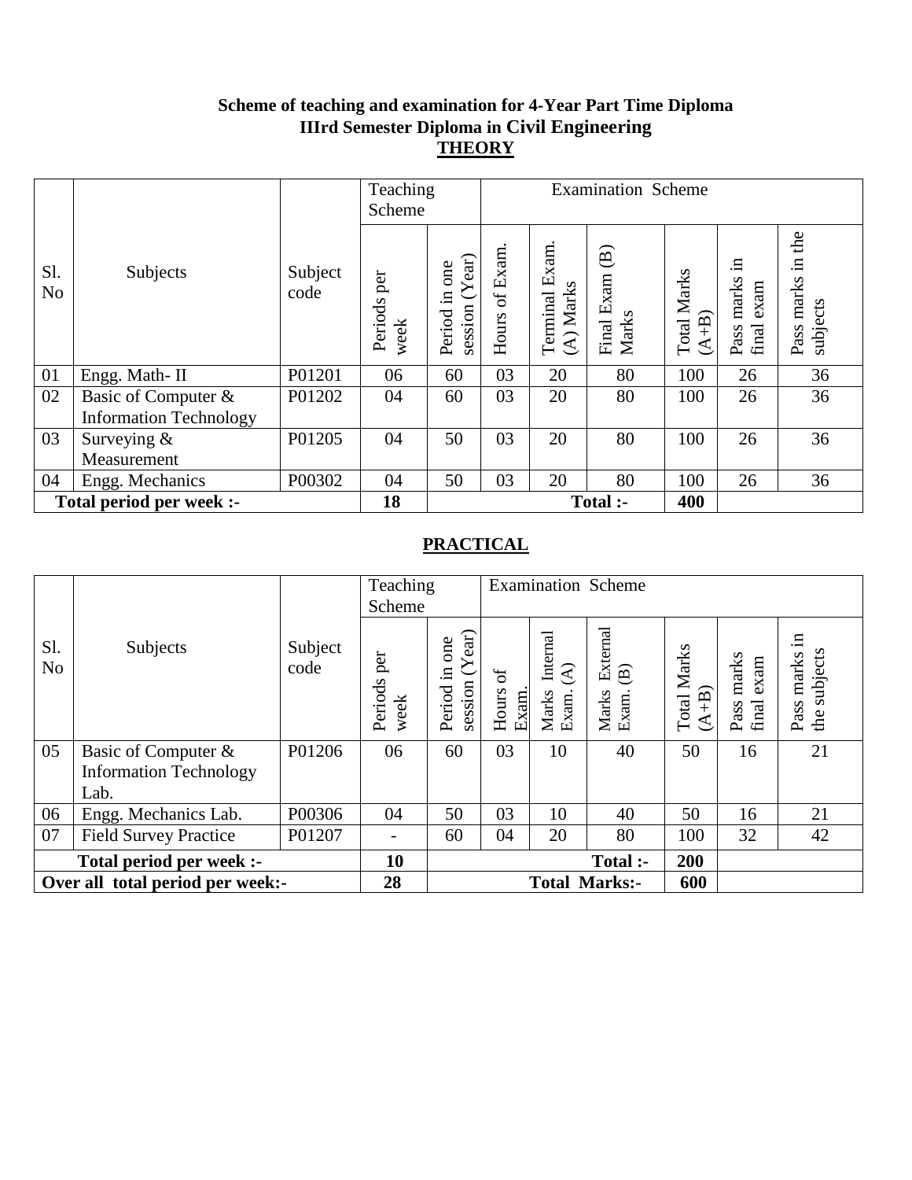**Scheme of teaching and examination for 4-Year Part Time Diploma**
**IIIrd Semester Diploma in Civil Engineering**

## THEORY

| Sl. No | Subjects | Subject code | Teaching Scheme | | Examination Scheme | | | | | |
|---|---|---|---|---|---|---|---|---|---|---|
| | | | Periods per week | Period in one session (Year) | Hours of Exam. | Terminal Exam. (A) Marks | Final Exam (B) Marks | Total Marks (A+B) | Pass marks in final exam | Pass marks in the subjects |
| 01 | Engg. Math- II | P01201 | 06 | 60 | 03 | 20 | 80 | 100 | 26 | 36 |
| 02 | Basic of Computer & Information Technology | P01202 | 04 | 60 | 03 | 20 | 80 | 100 | 26 | 36 |
| 03 | Surveying & Measurement | P01205 | 04 | 50 | 03 | 20 | 80 | 100 | 26 | 36 |
| 04 | Engg. Mechanics | P00302 | 04 | 50 | 03 | 20 | 80 | 100 | 26 | 36 |
| **Total period per week :-** | | | **18** | | | | **Total :-** | **400** | | |

## PRACTICAL

| Sl. No | Subjects | Subject code | Teaching Scheme | | Examination Scheme | | | | | |
|---|---|---|---|---|---|---|---|---|---|---|
| | | | Periods per week | Period in one session (Year) | Hours of Exam. | Marks Internal Exam. (A) | Marks External Exam. (B) | Total Marks (A+B) | Pass marks final exam | Pass marks in the subjects |
| 05 | Basic of Computer & Information Technology Lab. | P01206 | 06 | 60 | 03 | 10 | 40 | 50 | 16 | 21 |
| 06 | Engg. Mechanics Lab. | P00306 | 04 | 50 | 03 | 10 | 40 | 50 | 16 | 21 |
| 07 | Field Survey Practice | P01207 | - | 60 | 04 | 20 | 80 | 100 | 32 | 42 |
| **Total period per week :-** | | | **10** | | | | **Total :-** | **200** | | |
| **Over all total period per week:-** | | | **28** | | | | **Total Marks:-** | **600** | | |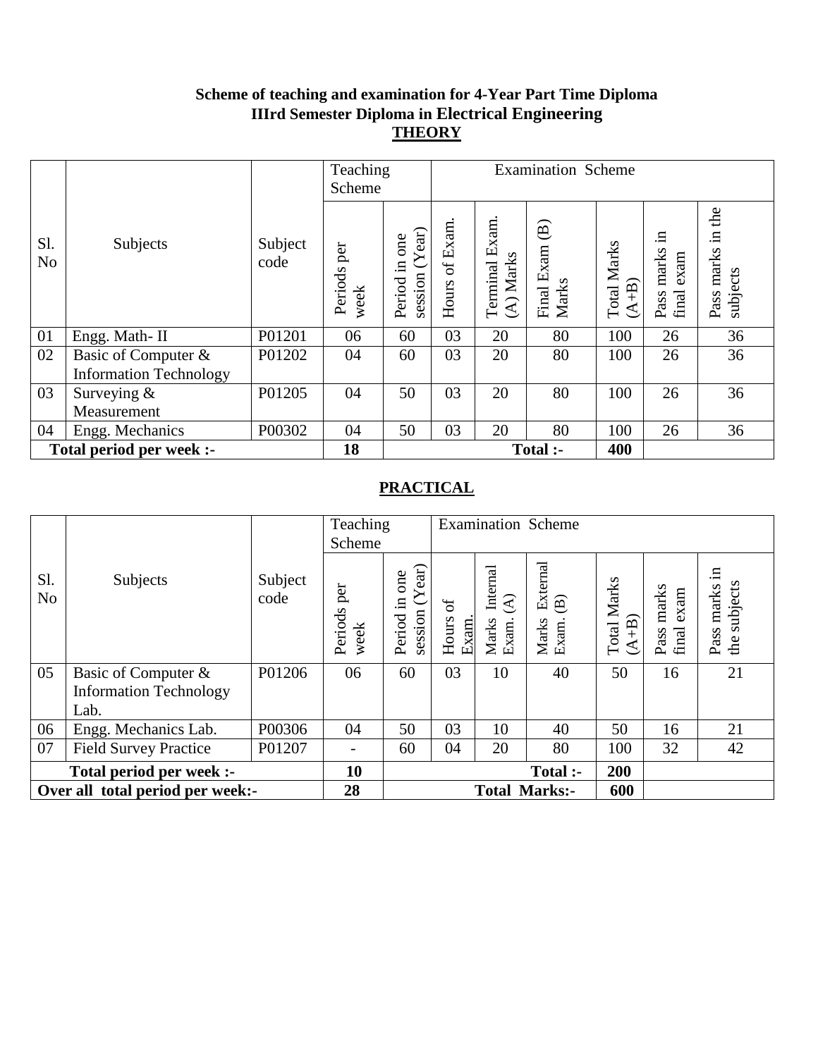**Scheme of teaching and examination for 4-Year Part Time Diploma**
**IIIrd Semester Diploma in Electrical Engineering**

## THEORY

| Sl. No | Subjects | Subject code | Teaching Scheme | | Examination Scheme | | | | | |
|---|---|---|---|---|---|---|---|---|---|---|
| | | | Periods per week | Period in one session (Year) | Hours of Exam. | Terminal Exam. (A) Marks | Final Exam (B) Marks | Total Marks (A+B) | Pass marks in final exam | Pass marks in the subjects |
| 01 | Engg. Math- II | P01201 | 06 | 60 | 03 | 20 | 80 | 100 | 26 | 36 |
| 02 | Basic of Computer & Information Technology | P01202 | 04 | 60 | 03 | 20 | 80 | 100 | 26 | 36 |
| 03 | Surveying & Measurement | P01205 | 04 | 50 | 03 | 20 | 80 | 100 | 26 | 36 |
| 04 | Engg. Mechanics | P00302 | 04 | 50 | 03 | 20 | 80 | 100 | 26 | 36 |
| **Total period per week :-** | | | **18** | | | | **Total :-** | **400** | | |

## PRACTICAL

| Sl. No | Subjects | Subject code | Teaching Scheme | | Examination Scheme | | | | | |
|---|---|---|---|---|---|---|---|---|---|---|
| | | | Periods per week | Period in one session (Year) | Hours of Exam. | Marks Internal Exam. (A) | Marks External Exam. (B) | Total Marks (A+B) | Pass marks final exam | Pass marks in the subjects |
| 05 | Basic of Computer & Information Technology Lab. | P01206 | 06 | 60 | 03 | 10 | 40 | 50 | 16 | 21 |
| 06 | Engg. Mechanics Lab. | P00306 | 04 | 50 | 03 | 10 | 40 | 50 | 16 | 21 |
| 07 | Field Survey Practice | P01207 | - | 60 | 04 | 20 | 80 | 100 | 32 | 42 |
| **Total period per week :-** | | | **10** | | | | **Total :-** | **200** | | |
| **Over all total period per week:-** | | | **28** | | | | **Total Marks:-** | **600** | | |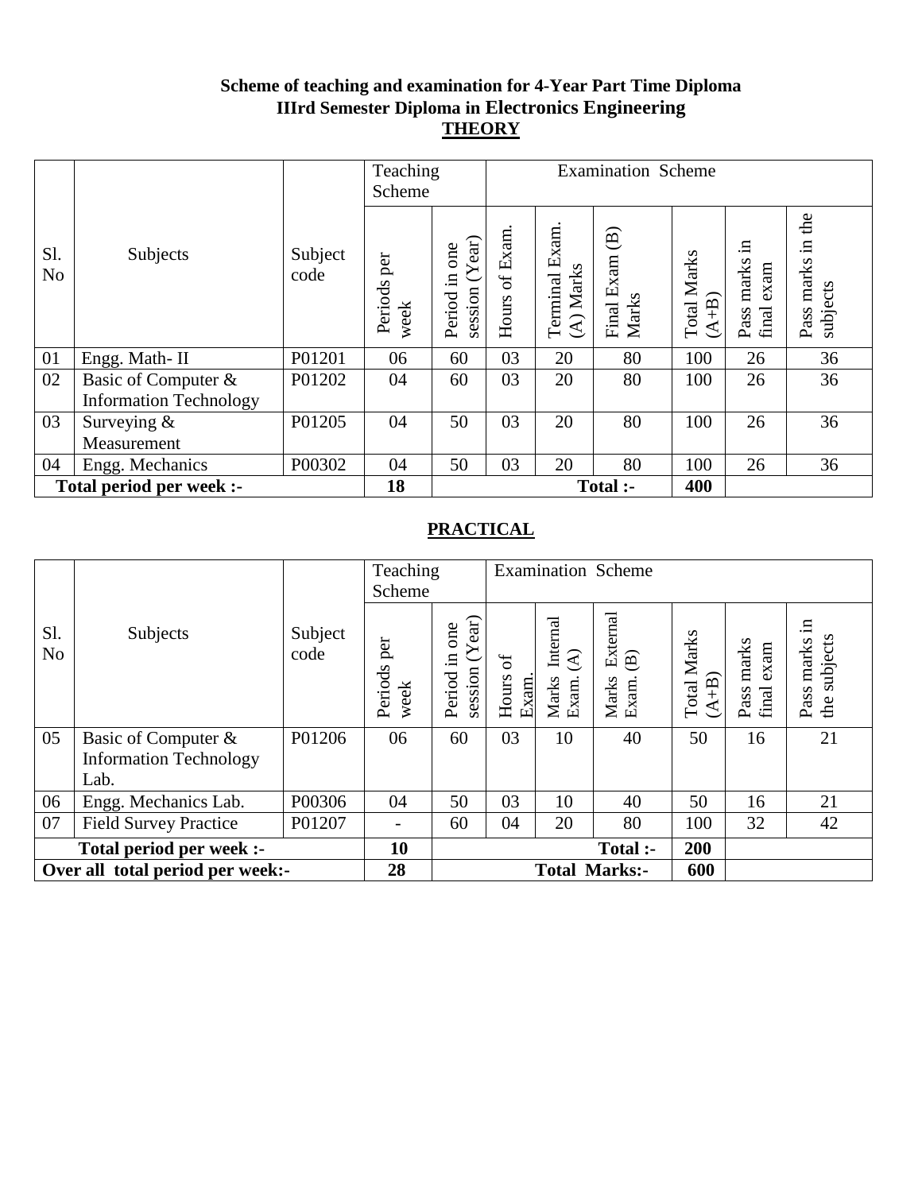**Scheme of teaching and examination for 4-Year Part Time Diploma**
**IIIrd Semester Diploma in Electronics Engineering**

## THEORY

| Sl. No | Subjects | Subject code | Teaching Scheme | | Examination Scheme | | | | | |
|---|---|---|---|---|---|---|---|---|---|---|
| | | | Periods per week | Period in one session (Year) | Hours of Exam. | Terminal Exam. (A) Marks | Final Exam (B) Marks | Total Marks (A+B) | Pass marks in final exam | Pass marks in the subjects |
| 01 | Engg. Math- II | P01201 | 06 | 60 | 03 | 20 | 80 | 100 | 26 | 36 |
| 02 | Basic of Computer & Information Technology | P01202 | 04 | 60 | 03 | 20 | 80 | 100 | 26 | 36 |
| 03 | Surveying & Measurement | P01205 | 04 | 50 | 03 | 20 | 80 | 100 | 26 | 36 |
| 04 | Engg. Mechanics | P00302 | 04 | 50 | 03 | 20 | 80 | 100 | 26 | 36 |
| **Total period per week :-** | | | **18** | | | | **Total :-** | **400** | | |

## PRACTICAL

| Sl. No | Subjects | Subject code | Teaching Scheme | | Examination Scheme | | | | | |
|---|---|---|---|---|---|---|---|---|---|---|
| | | | Periods per week | Period in one session (Year) | Hours of Exam. | Marks Internal Exam. (A) | Marks External Exam. (B) | Total Marks (A+B) | Pass marks final exam | Pass marks in the subjects |
| 05 | Basic of Computer & Information Technology Lab. | P01206 | 06 | 60 | 03 | 10 | 40 | 50 | 16 | 21 |
| 06 | Engg. Mechanics Lab. | P00306 | 04 | 50 | 03 | 10 | 40 | 50 | 16 | 21 |
| 07 | Field Survey Practice | P01207 | - | 60 | 04 | 20 | 80 | 100 | 32 | 42 |
| **Total period per week :-** | | | **10** | | | | **Total :-** | **200** | | |
| **Over all total period per week:-** | | | **28** | | | | **Total Marks:-** | **600** | | |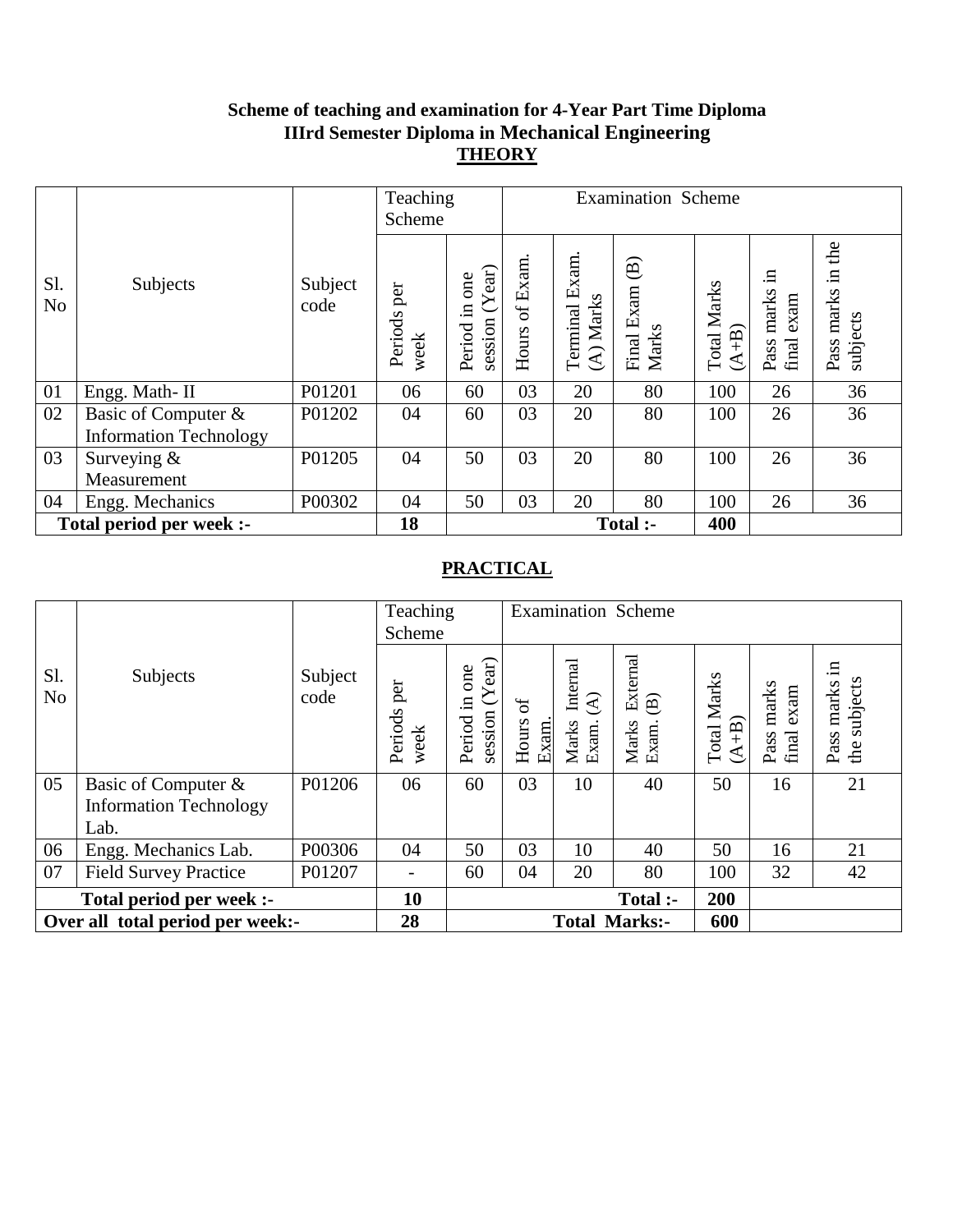**Scheme of teaching and examination for 4-Year Part Time Diploma**
**IIIrd Semester Diploma in Mechanical Engineering**

**THEORY**

| Sl. No | Subjects | Subject code | Teaching Scheme | | Examination Scheme | | | | | |
|---|---|---|---|---|---|---|---|---|---|---|
| | | | Periods per week | Period in one session (Year) | Hours of Exam. | Terminal Exam. (A) Marks | Final Exam (B) Marks | Total Marks (A+B) | Pass marks in final exam | Pass marks in the subjects |
| 01 | Engg. Math- II | P01201 | 06 | 60 | 03 | 20 | 80 | 100 | 26 | 36 |
| 02 | Basic of Computer & Information Technology | P01202 | 04 | 60 | 03 | 20 | 80 | 100 | 26 | 36 |
| 03 | Surveying & Measurement | P01205 | 04 | 50 | 03 | 20 | 80 | 100 | 26 | 36 |
| 04 | Engg. Mechanics | P00302 | 04 | 50 | 03 | 20 | 80 | 100 | 26 | 36 |
| **Total period per week :-** | | | **18** | | | | **Total :-** | **400** | | |

**PRACTICAL**

| Sl. No | Subjects | Subject code | Teaching Scheme | | Examination Scheme | | | | | |
|---|---|---|---|---|---|---|---|---|---|---|
| | | | Periods per week | Period in one session (Year) | Hours of Exam. | Marks Internal Exam. (A) | Marks External Exam. (B) | Total Marks (A+B) | Pass marks final exam | Pass marks in the subjects |
| 05 | Basic of Computer & Information Technology Lab. | P01206 | 06 | 60 | 03 | 10 | 40 | 50 | 16 | 21 |
| 06 | Engg. Mechanics Lab. | P00306 | 04 | 50 | 03 | 10 | 40 | 50 | 16 | 21 |
| 07 | Field Survey Practice | P01207 | - | 60 | 04 | 20 | 80 | 100 | 32 | 42 |
| **Total period per week :-** | | | **10** | | | | **Total :-** | **200** | | |
| **Over all total period per week:-** | | | **28** | | | | **Total Marks:-** | **600** | | |